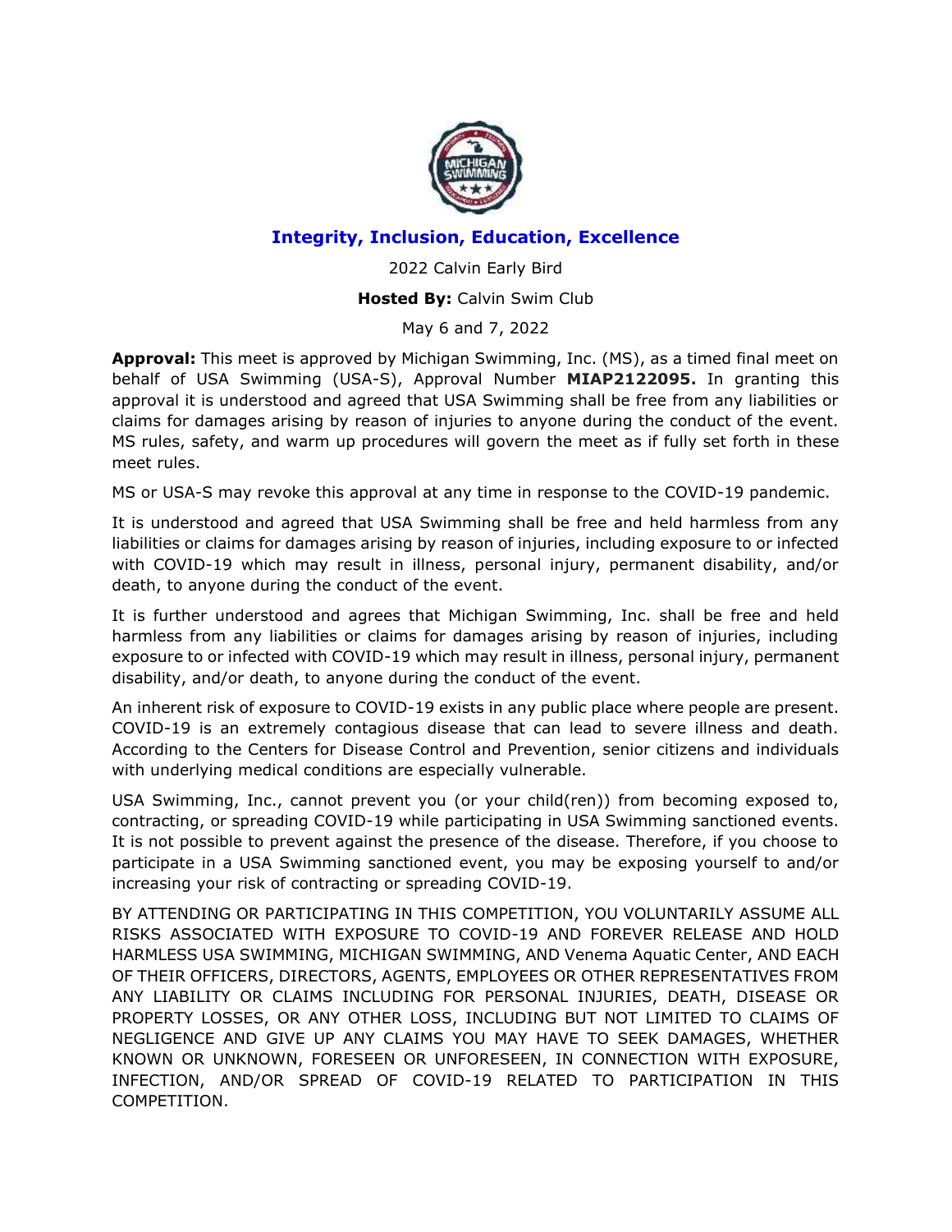**Integrity, Inclusion, Education, Excellence**

2022 Calvin Early Bird

**Hosted By:** Calvin Swim Club

May 6 and 7, 2022

**Approval:** This meet is approved by Michigan Swimming, Inc. (MS), as a timed final meet on behalf of USA Swimming (USA-S), Approval Number **MIAP2122095.** In granting this approval it is understood and agreed that USA Swimming shall be free from any liabilities or claims for damages arising by reason of injuries to anyone during the conduct of the event. MS rules, safety, and warm up procedures will govern the meet as if fully set forth in these meet rules.

MS or USA-S may revoke this approval at any time in response to the COVID-19 pandemic.

It is understood and agreed that USA Swimming shall be free and held harmless from any liabilities or claims for damages arising by reason of injuries, including exposure to or infected with COVID-19 which may result in illness, personal injury, permanent disability, and/or death, to anyone during the conduct of the event.

It is further understood and agrees that Michigan Swimming, Inc. shall be free and held harmless from any liabilities or claims for damages arising by reason of injuries, including exposure to or infected with COVID-19 which may result in illness, personal injury, permanent disability, and/or death, to anyone during the conduct of the event.

An inherent risk of exposure to COVID-19 exists in any public place where people are present. COVID-19 is an extremely contagious disease that can lead to severe illness and death. According to the Centers for Disease Control and Prevention, senior citizens and individuals with underlying medical conditions are especially vulnerable.

USA Swimming, Inc., cannot prevent you (or your child(ren)) from becoming exposed to, contracting, or spreading COVID-19 while participating in USA Swimming sanctioned events. It is not possible to prevent against the presence of the disease. Therefore, if you choose to participate in a USA Swimming sanctioned event, you may be exposing yourself to and/or increasing your risk of contracting or spreading COVID-19.

BY ATTENDING OR PARTICIPATING IN THIS COMPETITION, YOU VOLUNTARILY ASSUME ALL RISKS ASSOCIATED WITH EXPOSURE TO COVID-19 AND FOREVER RELEASE AND HOLD HARMLESS USA SWIMMING, MICHIGAN SWIMMING, AND Venema Aquatic Center, AND EACH OF THEIR OFFICERS, DIRECTORS, AGENTS, EMPLOYEES OR OTHER REPRESENTATIVES FROM ANY LIABILITY OR CLAIMS INCLUDING FOR PERSONAL INJURIES, DEATH, DISEASE OR PROPERTY LOSSES, OR ANY OTHER LOSS, INCLUDING BUT NOT LIMITED TO CLAIMS OF NEGLIGENCE AND GIVE UP ANY CLAIMS YOU MAY HAVE TO SEEK DAMAGES, WHETHER KNOWN OR UNKNOWN, FORESEEN OR UNFORESEEN, IN CONNECTION WITH EXPOSURE, INFECTION, AND/OR SPREAD OF COVID-19 RELATED TO PARTICIPATION IN THIS COMPETITION.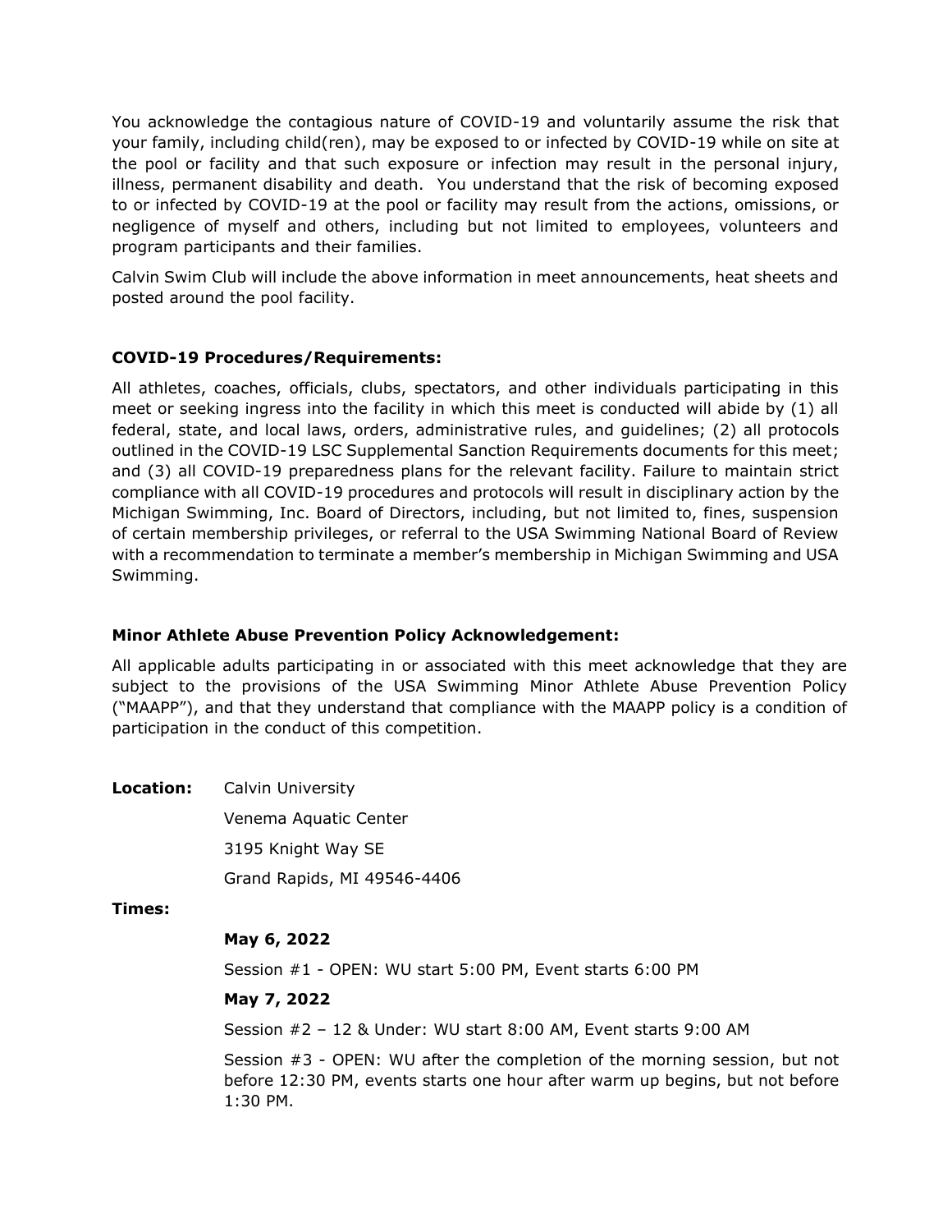You acknowledge the contagious nature of COVID-19 and voluntarily assume the risk that your family, including child(ren), may be exposed to or infected by COVID-19 while on site at the pool or facility and that such exposure or infection may result in the personal injury, illness, permanent disability and death. You understand that the risk of becoming exposed to or infected by COVID-19 at the pool or facility may result from the actions, omissions, or negligence of myself and others, including but not limited to employees, volunteers and program participants and their families.

Calvin Swim Club will include the above information in meet announcements, heat sheets and posted around the pool facility.

**COVID-19 Procedures/Requirements:**

All athletes, coaches, officials, clubs, spectators, and other individuals participating in this meet or seeking ingress into the facility in which this meet is conducted will abide by (1) all federal, state, and local laws, orders, administrative rules, and guidelines; (2) all protocols outlined in the COVID-19 LSC Supplemental Sanction Requirements documents for this meet; and (3) all COVID-19 preparedness plans for the relevant facility. Failure to maintain strict compliance with all COVID-19 procedures and protocols will result in disciplinary action by the Michigan Swimming, Inc. Board of Directors, including, but not limited to, fines, suspension of certain membership privileges, or referral to the USA Swimming National Board of Review with a recommendation to terminate a member's membership in Michigan Swimming and USA Swimming.

**Minor Athlete Abuse Prevention Policy Acknowledgement:**

All applicable adults participating in or associated with this meet acknowledge that they are subject to the provisions of the USA Swimming Minor Athlete Abuse Prevention Policy ("MAAPP"), and that they understand that compliance with the MAAPP policy is a condition of participation in the conduct of this competition.

**Location:** Calvin University
Venema Aquatic Center
3195 Knight Way SE
Grand Rapids, MI 49546-4406

**Times:**

**May 6, 2022**

Session #1 - OPEN: WU start 5:00 PM, Event starts 6:00 PM

**May 7, 2022**

Session #2 – 12 & Under: WU start 8:00 AM, Event starts 9:00 AM

Session #3 - OPEN: WU after the completion of the morning session, but not before 12:30 PM, events starts one hour after warm up begins, but not before 1:30 PM.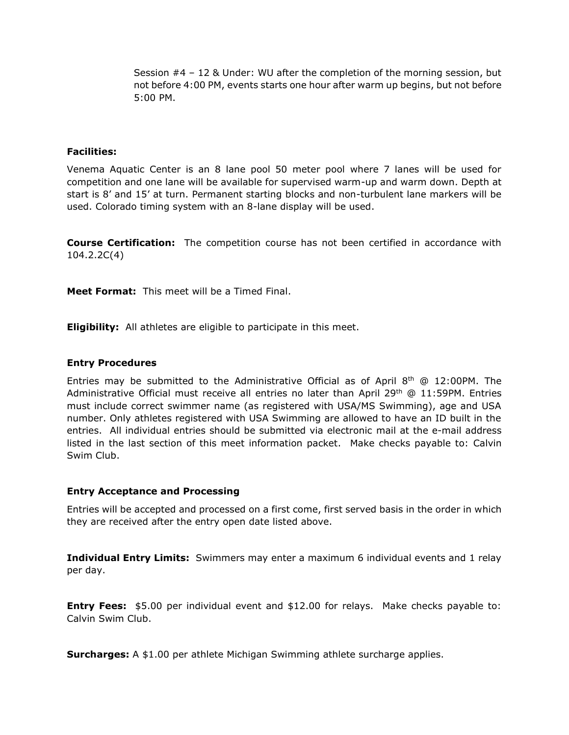Session #4 – 12 & Under: WU after the completion of the morning session, but not before 4:00 PM, events starts one hour after warm up begins, but not before 5:00 PM.

**Facilities:**

Venema Aquatic Center is an 8 lane pool 50 meter pool where 7 lanes will be used for competition and one lane will be available for supervised warm-up and warm down. Depth at start is 8' and 15' at turn. Permanent starting blocks and non-turbulent lane markers will be used. Colorado timing system with an 8-lane display will be used.

**Course Certification:** The competition course has not been certified in accordance with 104.2.2C(4)

**Meet Format:** This meet will be a Timed Final.

**Eligibility:** All athletes are eligible to participate in this meet.

**Entry Procedures**

Entries may be submitted to the Administrative Official as of April 8th @ 12:00PM. The Administrative Official must receive all entries no later than April 29th @ 11:59PM. Entries must include correct swimmer name (as registered with USA/MS Swimming), age and USA number. Only athletes registered with USA Swimming are allowed to have an ID built in the entries. All individual entries should be submitted via electronic mail at the e-mail address listed in the last section of this meet information packet. Make checks payable to: Calvin Swim Club.

**Entry Acceptance and Processing**

Entries will be accepted and processed on a first come, first served basis in the order in which they are received after the entry open date listed above.

**Individual Entry Limits:** Swimmers may enter a maximum 6 individual events and 1 relay per day.

**Entry Fees:** $5.00 per individual event and $12.00 for relays. Make checks payable to: Calvin Swim Club.

**Surcharges:** A $1.00 per athlete Michigan Swimming athlete surcharge applies.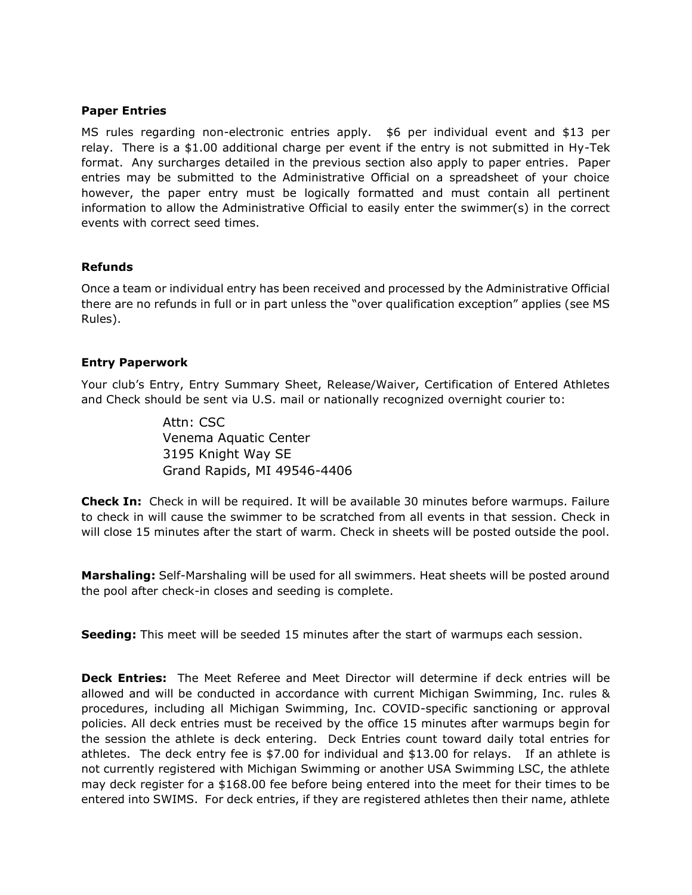**Paper Entries**

MS rules regarding non-electronic entries apply. $6 per individual event and $13 per relay. There is a $1.00 additional charge per event if the entry is not submitted in Hy-Tek format. Any surcharges detailed in the previous section also apply to paper entries. Paper entries may be submitted to the Administrative Official on a spreadsheet of your choice however, the paper entry must be logically formatted and must contain all pertinent information to allow the Administrative Official to easily enter the swimmer(s) in the correct events with correct seed times.

**Refunds**

Once a team or individual entry has been received and processed by the Administrative Official there are no refunds in full or in part unless the "over qualification exception" applies (see MS Rules).

**Entry Paperwork**

Your club's Entry, Entry Summary Sheet, Release/Waiver, Certification of Entered Athletes and Check should be sent via U.S. mail or nationally recognized overnight courier to:

> Attn: CSC
> Venema Aquatic Center
> 3195 Knight Way SE
> Grand Rapids, MI 49546-4406

**Check In:** Check in will be required. It will be available 30 minutes before warmups. Failure to check in will cause the swimmer to be scratched from all events in that session. Check in will close 15 minutes after the start of warm. Check in sheets will be posted outside the pool.

**Marshaling:** Self-Marshaling will be used for all swimmers. Heat sheets will be posted around the pool after check-in closes and seeding is complete.

**Seeding:** This meet will be seeded 15 minutes after the start of warmups each session.

**Deck Entries:** The Meet Referee and Meet Director will determine if deck entries will be allowed and will be conducted in accordance with current Michigan Swimming, Inc. rules & procedures, including all Michigan Swimming, Inc. COVID-specific sanctioning or approval policies. All deck entries must be received by the office 15 minutes after warmups begin for the session the athlete is deck entering. Deck Entries count toward daily total entries for athletes. The deck entry fee is $7.00 for individual and $13.00 for relays. If an athlete is not currently registered with Michigan Swimming or another USA Swimming LSC, the athlete may deck register for a $168.00 fee before being entered into the meet for their times to be entered into SWIMS. For deck entries, if they are registered athletes then their name, athlete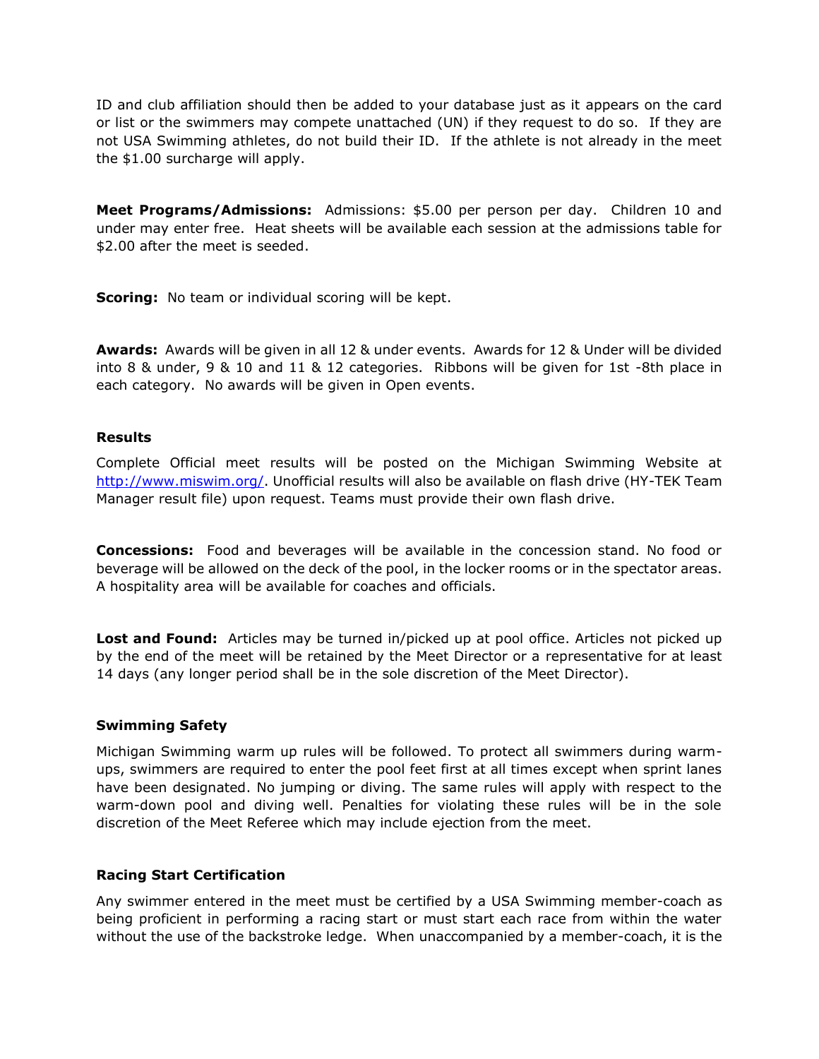ID and club affiliation should then be added to your database just as it appears on the card or list or the swimmers may compete unattached (UN) if they request to do so. If they are not USA Swimming athletes, do not build their ID. If the athlete is not already in the meet the $1.00 surcharge will apply.

**Meet Programs/Admissions:** Admissions: $5.00 per person per day. Children 10 and under may enter free. Heat sheets will be available each session at the admissions table for $2.00 after the meet is seeded.

**Scoring:** No team or individual scoring will be kept.

**Awards:** Awards will be given in all 12 & under events. Awards for 12 & Under will be divided into 8 & under, 9 & 10 and 11 & 12 categories. Ribbons will be given for 1st -8th place in each category. No awards will be given in Open events.

**Results**

Complete Official meet results will be posted on the Michigan Swimming Website at [http://www.miswim.org/](http://www.miswim.org/). Unofficial results will also be available on flash drive (HY-TEK Team Manager result file) upon request. Teams must provide their own flash drive.

**Concessions:** Food and beverages will be available in the concession stand. No food or beverage will be allowed on the deck of the pool, in the locker rooms or in the spectator areas. A hospitality area will be available for coaches and officials.

**Lost and Found:** Articles may be turned in/picked up at pool office. Articles not picked up by the end of the meet will be retained by the Meet Director or a representative for at least 14 days (any longer period shall be in the sole discretion of the Meet Director).

**Swimming Safety**

Michigan Swimming warm up rules will be followed. To protect all swimmers during warm-ups, swimmers are required to enter the pool feet first at all times except when sprint lanes have been designated. No jumping or diving. The same rules will apply with respect to the warm-down pool and diving well. Penalties for violating these rules will be in the sole discretion of the Meet Referee which may include ejection from the meet.

**Racing Start Certification**

Any swimmer entered in the meet must be certified by a USA Swimming member-coach as being proficient in performing a racing start or must start each race from within the water without the use of the backstroke ledge. When unaccompanied by a member-coach, it is the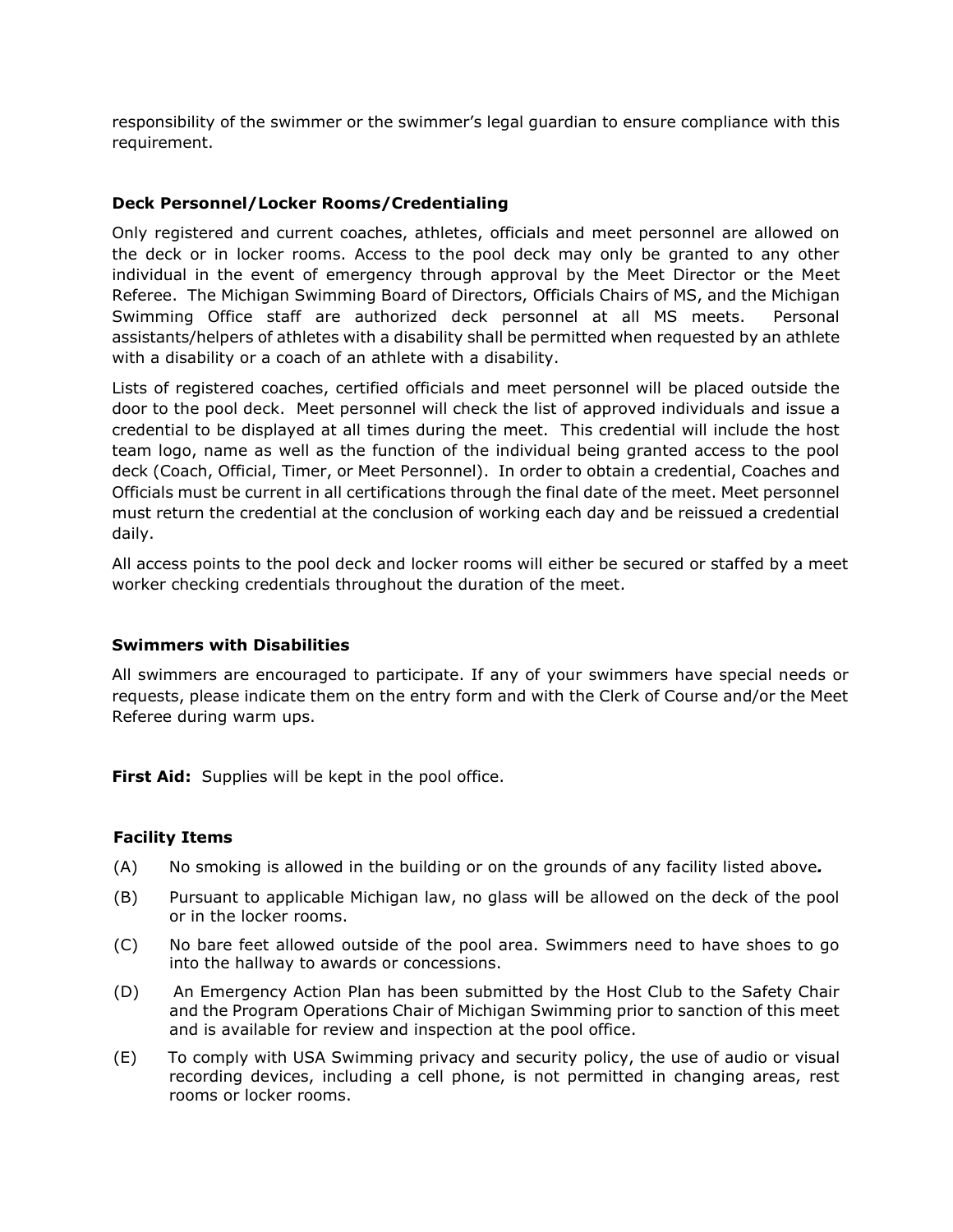responsibility of the swimmer or the swimmer's legal guardian to ensure compliance with this requirement.

**Deck Personnel/Locker Rooms/Credentialing**

Only registered and current coaches, athletes, officials and meet personnel are allowed on the deck or in locker rooms. Access to the pool deck may only be granted to any other individual in the event of emergency through approval by the Meet Director or the Meet Referee. The Michigan Swimming Board of Directors, Officials Chairs of MS, and the Michigan Swimming Office staff are authorized deck personnel at all MS meets. Personal assistants/helpers of athletes with a disability shall be permitted when requested by an athlete with a disability or a coach of an athlete with a disability.

Lists of registered coaches, certified officials and meet personnel will be placed outside the door to the pool deck. Meet personnel will check the list of approved individuals and issue a credential to be displayed at all times during the meet. This credential will include the host team logo, name as well as the function of the individual being granted access to the pool deck (Coach, Official, Timer, or Meet Personnel). In order to obtain a credential, Coaches and Officials must be current in all certifications through the final date of the meet. Meet personnel must return the credential at the conclusion of working each day and be reissued a credential daily.

All access points to the pool deck and locker rooms will either be secured or staffed by a meet worker checking credentials throughout the duration of the meet.

**Swimmers with Disabilities**

All swimmers are encouraged to participate. If any of your swimmers have special needs or requests, please indicate them on the entry form and with the Clerk of Course and/or the Meet Referee during warm ups.

**First Aid:** Supplies will be kept in the pool office.

**Facility Items**

(A) No smoking is allowed in the building or on the grounds of any facility listed above***.***

(B) Pursuant to applicable Michigan law, no glass will be allowed on the deck of the pool or in the locker rooms.

(C) No bare feet allowed outside of the pool area. Swimmers need to have shoes to go into the hallway to awards or concessions.

(D) An Emergency Action Plan has been submitted by the Host Club to the Safety Chair and the Program Operations Chair of Michigan Swimming prior to sanction of this meet and is available for review and inspection at the pool office.

(E) To comply with USA Swimming privacy and security policy, the use of audio or visual recording devices, including a cell phone, is not permitted in changing areas, rest rooms or locker rooms.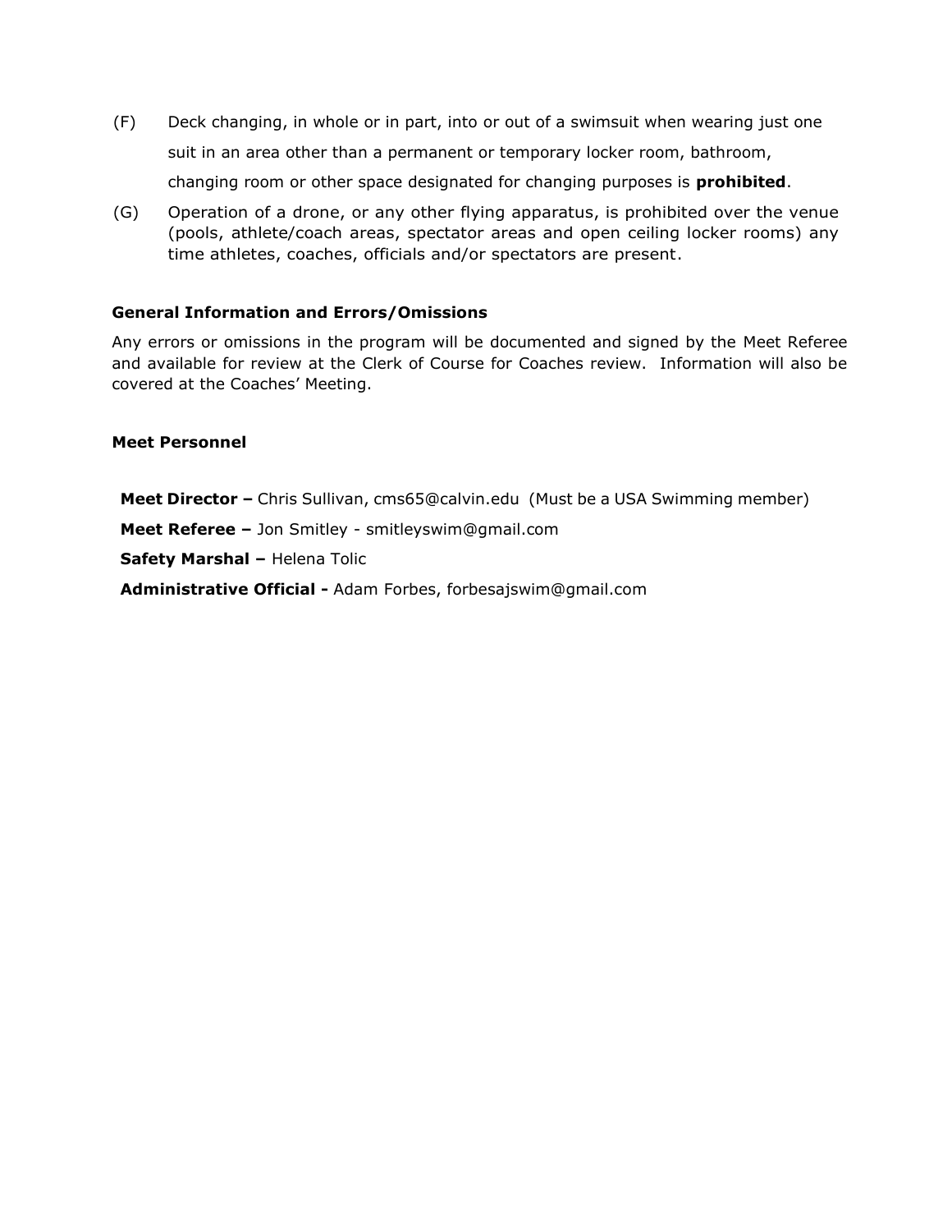(F) Deck changing, in whole or in part, into or out of a swimsuit when wearing just one suit in an area other than a permanent or temporary locker room, bathroom, changing room or other space designated for changing purposes is **prohibited**.

(G) Operation of a drone, or any other flying apparatus, is prohibited over the venue (pools, athlete/coach areas, spectator areas and open ceiling locker rooms) any time athletes, coaches, officials and/or spectators are present.

**General Information and Errors/Omissions**

Any errors or omissions in the program will be documented and signed by the Meet Referee and available for review at the Clerk of Course for Coaches review. Information will also be covered at the Coaches' Meeting.

**Meet Personnel**

**Meet Director –** Chris Sullivan, cms65@calvin.edu (Must be a USA Swimming member)

**Meet Referee –** Jon Smitley - smitleyswim@gmail.com

**Safety Marshal –** Helena Tolic

**Administrative Official -** Adam Forbes, forbesajswim@gmail.com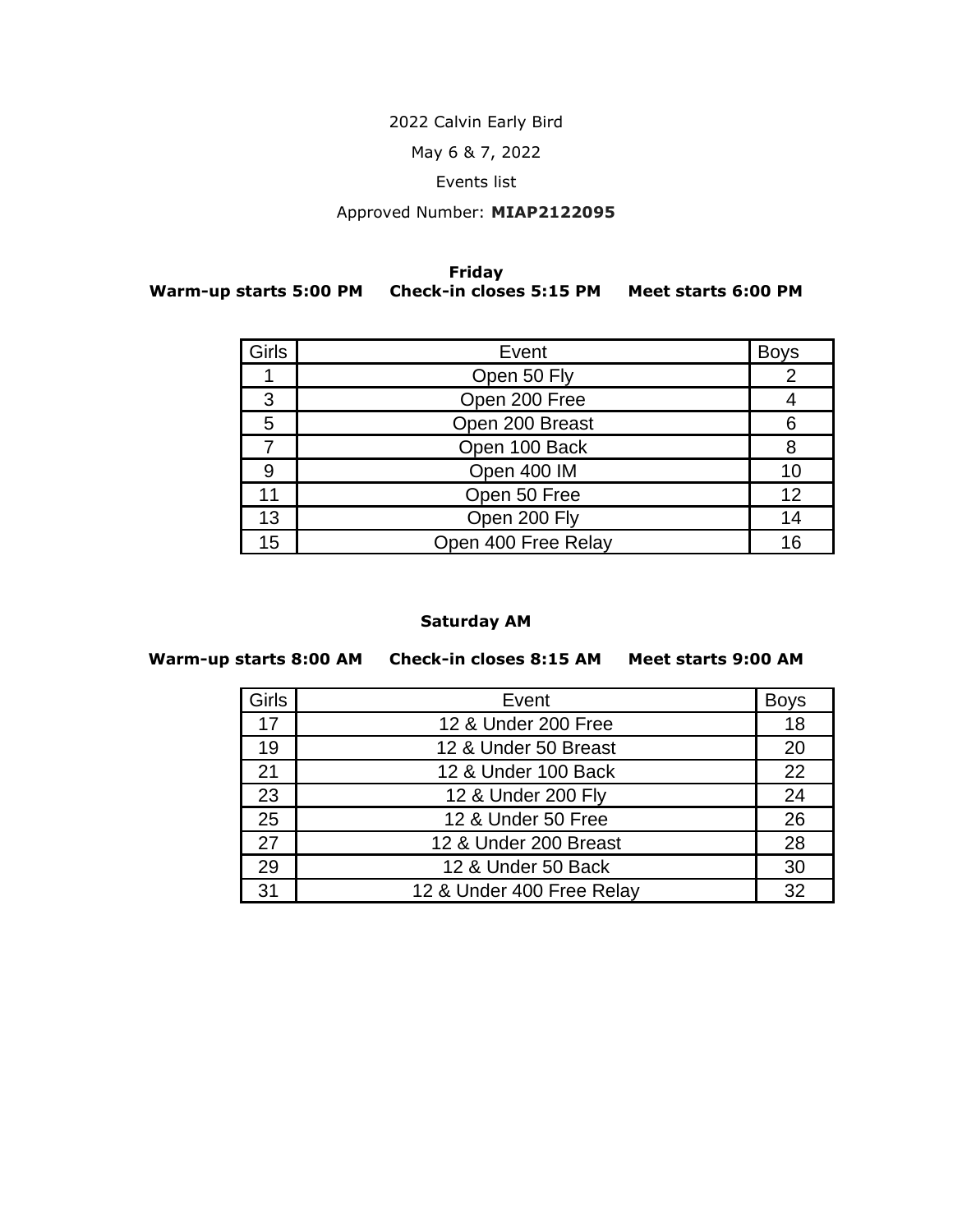2022 Calvin Early Bird

May 6 & 7, 2022

Events list

Approved Number: **MIAP2122095**

**Friday**

**Warm-up starts 5:00 PM  Check-in closes 5:15 PM  Meet starts 6:00 PM**

| Girls | Event | Boys |
|---|---|---|
| 1 | Open 50 Fly | 2 |
| 3 | Open 200 Free | 4 |
| 5 | Open 200 Breast | 6 |
| 7 | Open 100 Back | 8 |
| 9 | Open 400 IM | 10 |
| 11 | Open 50 Free | 12 |
| 13 | Open 200 Fly | 14 |
| 15 | Open 400 Free Relay | 16 |

**Saturday AM**

**Warm-up starts 8:00 AM  Check-in closes 8:15 AM  Meet starts 9:00 AM**

| Girls | Event | Boys |
|---|---|---|
| 17 | 12 & Under 200 Free | 18 |
| 19 | 12 & Under 50 Breast | 20 |
| 21 | 12 & Under 100 Back | 22 |
| 23 | 12 & Under 200 Fly | 24 |
| 25 | 12 & Under 50 Free | 26 |
| 27 | 12 & Under 200 Breast | 28 |
| 29 | 12 & Under 50 Back | 30 |
| 31 | 12 & Under 400 Free Relay | 32 |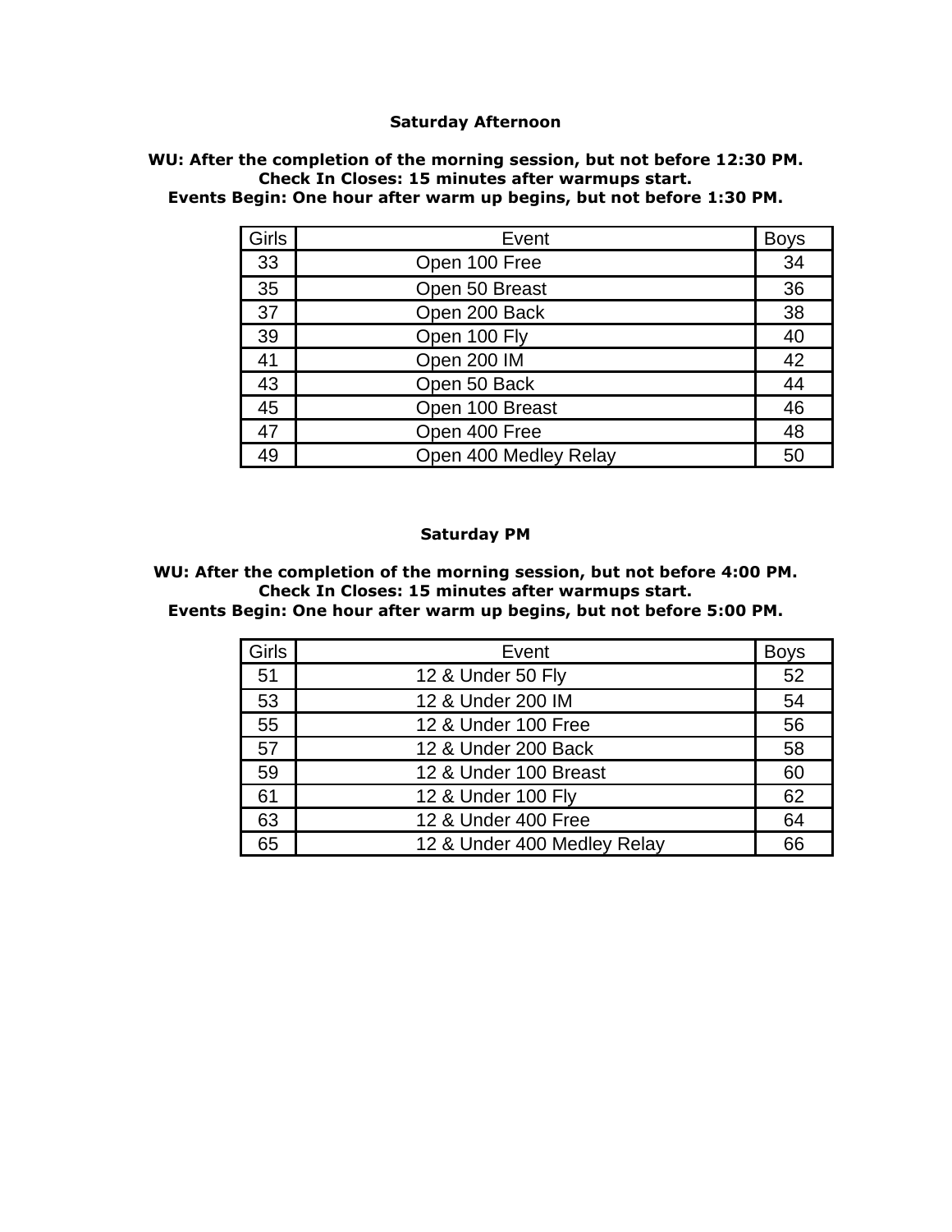**Saturday Afternoon**

**WU: After the completion of the morning session, but not before 12:30 PM.**
**Check In Closes: 15 minutes after warmups start.**
**Events Begin: One hour after warm up begins, but not before 1:30 PM.**

| Girls | Event | Boys |
|---|---|---|
| 33 | Open 100 Free | 34 |
| 35 | Open 50 Breast | 36 |
| 37 | Open 200 Back | 38 |
| 39 | Open 100 Fly | 40 |
| 41 | Open 200 IM | 42 |
| 43 | Open 50 Back | 44 |
| 45 | Open 100 Breast | 46 |
| 47 | Open 400 Free | 48 |
| 49 | Open 400 Medley Relay | 50 |

**Saturday PM**

**WU: After the completion of the morning session, but not before 4:00 PM.**
**Check In Closes: 15 minutes after warmups start.**
**Events Begin: One hour after warm up begins, but not before 5:00 PM.**

| Girls | Event | Boys |
|---|---|---|
| 51 | 12 & Under 50 Fly | 52 |
| 53 | 12 & Under 200 IM | 54 |
| 55 | 12 & Under 100 Free | 56 |
| 57 | 12 & Under 200 Back | 58 |
| 59 | 12 & Under 100 Breast | 60 |
| 61 | 12 & Under 100 Fly | 62 |
| 63 | 12 & Under 400 Free | 64 |
| 65 | 12 & Under 400 Medley Relay | 66 |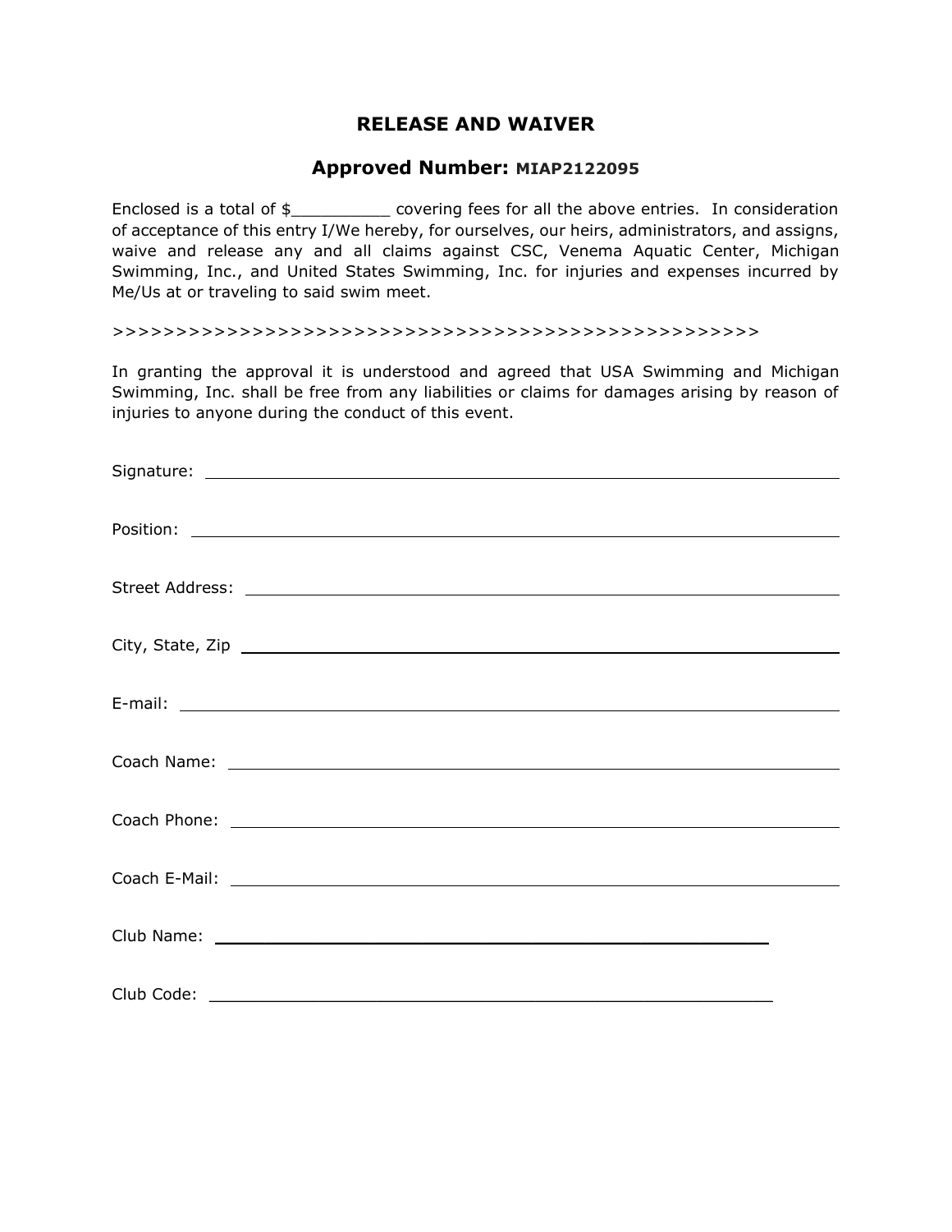## RELEASE AND WAIVER

### Approved Number: MIAP2122095

Enclosed is a total of $__________ covering fees for all the above entries. In consideration of acceptance of this entry I/We hereby, for ourselves, our heirs, administrators, and assigns, waive and release any and all claims against CSC, Venema Aquatic Center, Michigan Swimming, Inc., and United States Swimming, Inc. for injuries and expenses incurred by Me/Us at or traveling to said swim meet.

>>>>>>>>>>>>>>>>>>>>>>>>>>>>>>>>>>>>>>>>>>>>>>>>>>>>>>

In granting the approval it is understood and agreed that USA Swimming and Michigan Swimming, Inc. shall be free from any liabilities or claims for damages arising by reason of injuries to anyone during the conduct of this event.

Signature: ______________________________________________

Position: ______________________________________________

Street Address: ______________________________________________

City, State, Zip ______________________________________________

E-mail: ______________________________________________

Coach Name: ______________________________________________

Coach Phone: ______________________________________________

Coach E-Mail: ______________________________________________

Club Name: ______________________________________________

Club Code: ______________________________________________